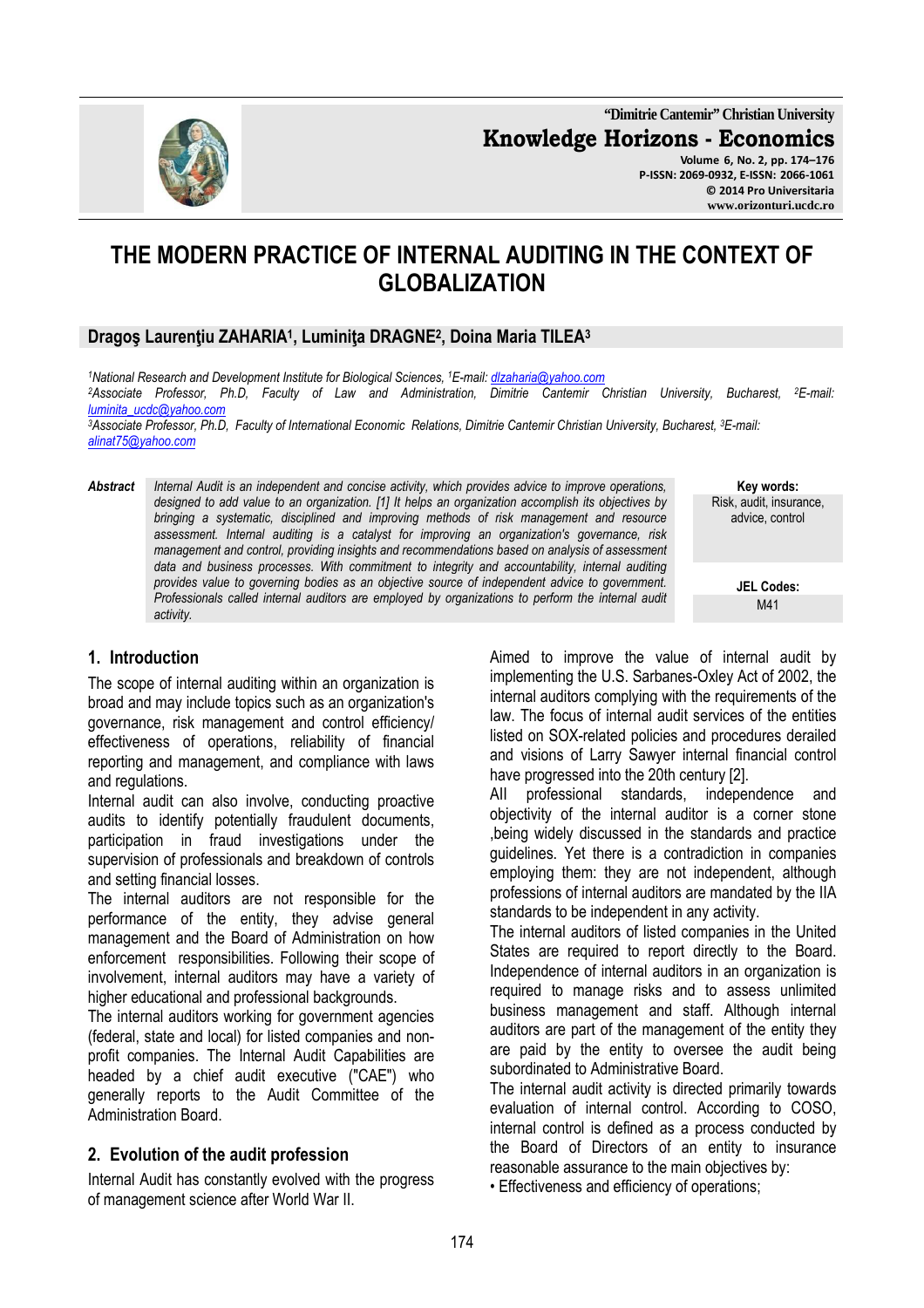# THE MODERN PRACTICE OF INTERNAL AUDITING IN THE CONTEXT OF GLOBALIZATION

**Dragoş Laurenţiu ZAHARIA[1], Luminiţa DRAGNE[2], Doina Maria TILEA[3]**

*[1]National Research and Development Institute for Biological Sciences, [1]E-mail: dlzaharia@yahoo.com*
*[2]Associate Professor, Ph.D, Faculty of Law and Administration, Dimitrie Cantemir Christian University, Bucharest, [2]E-mail: luminita_ucdc@yahoo.com*
*[3]Associate Professor, Ph.D, Faculty of International Economic Relations, Dimitrie Cantemir Christian University, Bucharest, [3]E-mail: alinat75@yahoo.com*

***Abstract*** *Internal Audit is an independent and concise activity, which provides advice to improve operations, designed to add value to an organization. [1] It helps an organization accomplish its objectives by bringing a systematic, disciplined and improving methods of risk management and resource assessment. Internal auditing is a catalyst for improving an organization's governance, risk management and control, providing insights and recommendations based on analysis of assessment data and business processes. With commitment to integrity and accountability, internal auditing provides value to governing bodies as an objective source of independent advice to government. Professionals called internal auditors are employed by organizations to perform the internal audit activity.*

**Key words:** Risk, audit, insurance, advice, control

**JEL Codes:** M41

## 1. Introduction

The scope of internal auditing within an organization is broad and may include topics such as an organization's governance, risk management and control efficiency/ effectiveness of operations, reliability of financial reporting and management, and compliance with laws and regulations.

Internal audit can also involve, conducting proactive audits to identify potentially fraudulent documents, participation in fraud investigations under the supervision of professionals and breakdown of controls and setting financial losses.

The internal auditors are not responsible for the performance of the entity, they advise general management and the Board of Administration on how enforcement responsibilities. Following their scope of involvement, internal auditors may have a variety of higher educational and professional backgrounds.

The internal auditors working for government agencies (federal, state and local) for listed companies and non-profit companies. The Internal Audit Capabilities are headed by a chief audit executive ("CAE") who generally reports to the Audit Committee of the Administration Board.

## 2. Evolution of the audit profession

Internal Audit has constantly evolved with the progress of management science after World War II.

Aimed to improve the value of internal audit by implementing the U.S. Sarbanes-Oxley Act of 2002, the internal auditors complying with the requirements of the law. The focus of internal audit services of the entities listed on SOX-related policies and procedures derailed and visions of Larry Sawyer internal financial control have progressed into the 20th century [2].

All professional standards, independence and objectivity of the internal auditor is a corner stone ,being widely discussed in the standards and practice guidelines. Yet there is a contradiction in companies employing them: they are not independent, although professions of internal auditors are mandated by the IIA standards to be independent in any activity.

The internal auditors of listed companies in the United States are required to report directly to the Board. Independence of internal auditors in an organization is required to manage risks and to assess unlimited business management and staff. Although internal auditors are part of the management of the entity they are paid by the entity to oversee the audit being subordinated to Administrative Board.

The internal audit activity is directed primarily towards evaluation of internal control. According to COSO, internal control is defined as a process conducted by the Board of Directors of an entity to insurance reasonable assurance to the main objectives by:

- Effectiveness and efficiency of operations;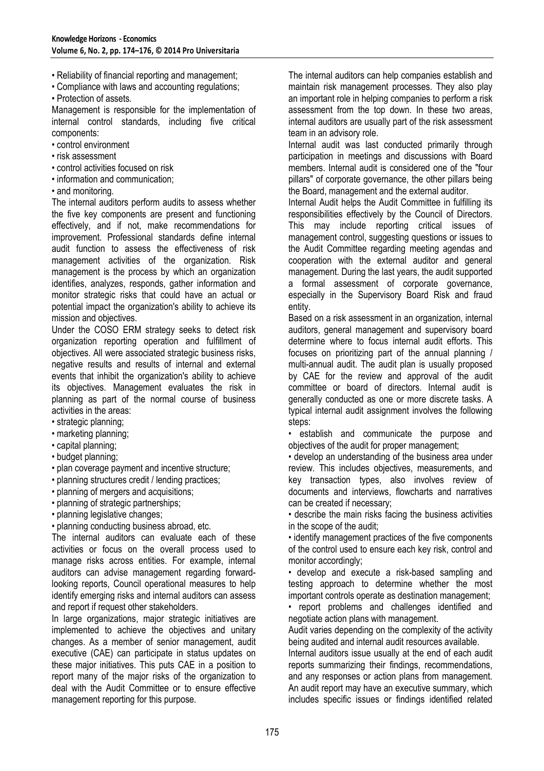- Reliability of financial reporting and management;
- Compliance with laws and accounting regulations;
- Protection of assets.

Management is responsible for the implementation of internal control standards, including five critical components:

- control environment
- risk assessment
- control activities focused on risk
- information and communication;
- and monitoring.

The internal auditors perform audits to assess whether the five key components are present and functioning effectively, and if not, make recommendations for improvement. Professional standards define internal audit function to assess the effectiveness of risk management activities of the organization. Risk management is the process by which an organization identifies, analyzes, responds, gather information and monitor strategic risks that could have an actual or potential impact the organization's ability to achieve its mission and objectives.

Under the COSO ERM strategy seeks to detect risk organization reporting operation and fulfillment of objectives. All were associated strategic business risks, negative results and results of internal and external events that inhibit the organization's ability to achieve its objectives. Management evaluates the risk in planning as part of the normal course of business activities in the areas:

- strategic planning;
- marketing planning;
- capital planning;
- budget planning;
- plan coverage payment and incentive structure;
- planning structures credit / lending practices;
- planning of mergers and acquisitions;
- planning of strategic partnerships;
- planning legislative changes;
- planning conducting business abroad, etc.

The internal auditors can evaluate each of these activities or focus on the overall process used to manage risks across entities. For example, internal auditors can advise management regarding forward-looking reports, Council operational measures to help identify emerging risks and internal auditors can assess and report if request other stakeholders.

In large organizations, major strategic initiatives are implemented to achieve the objectives and unitary changes. As a member of senior management, audit executive (CAE) can participate in status updates on these major initiatives. This puts CAE in a position to report many of the major risks of the organization to deal with the Audit Committee or to ensure effective management reporting for this purpose.

The internal auditors can help companies establish and maintain risk management processes. They also play an important role in helping companies to perform a risk assessment from the top down. In these two areas, internal auditors are usually part of the risk assessment team in an advisory role.

Internal audit was last conducted primarily through participation in meetings and discussions with Board members. Internal audit is considered one of the "four pillars" of corporate governance, the other pillars being the Board, management and the external auditor.

Internal Audit helps the Audit Committee in fulfilling its responsibilities effectively by the Council of Directors. This may include reporting critical issues of management control, suggesting questions or issues to the Audit Committee regarding meeting agendas and cooperation with the external auditor and general management. During the last years, the audit supported a formal assessment of corporate governance, especially in the Supervisory Board Risk and fraud entity.

Based on a risk assessment in an organization, internal auditors, general management and supervisory board determine where to focus internal audit efforts. This focuses on prioritizing part of the annual planning / multi-annual audit. The audit plan is usually proposed by CAE for the review and approval of the audit committee or board of directors. Internal audit is generally conducted as one or more discrete tasks. A typical internal audit assignment involves the following steps:

- establish and communicate the purpose and objectives of the audit for proper management;
- develop an understanding of the business area under review. This includes objectives, measurements, and key transaction types, also involves review of documents and interviews, flowcharts and narratives can be created if necessary;
- describe the main risks facing the business activities in the scope of the audit;
- identify management practices of the five components of the control used to ensure each key risk, control and monitor accordingly;
- develop and execute a risk-based sampling and testing approach to determine whether the most important controls operate as destination management;
- report problems and challenges identified and negotiate action plans with management.

Audit varies depending on the complexity of the activity being audited and internal audit resources available.

Internal auditors issue usually at the end of each audit reports summarizing their findings, recommendations, and any responses or action plans from management. An audit report may have an executive summary, which includes specific issues or findings identified related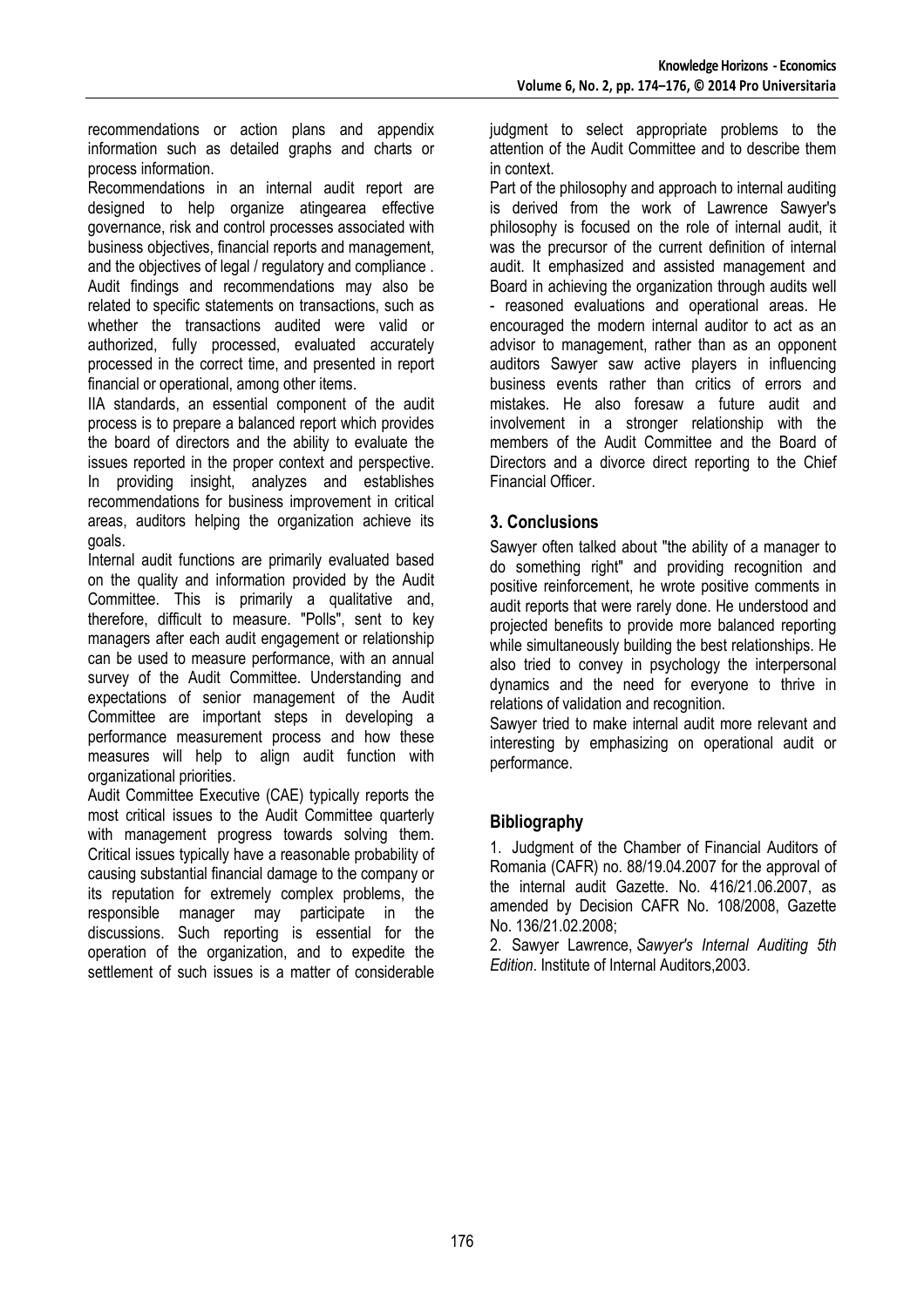recommendations or action plans and appendix information such as detailed graphs and charts or process information.

Recommendations in an internal audit report are designed to help organize atingearea effective governance, risk and control processes associated with business objectives, financial reports and management, and the objectives of legal / regulatory and compliance . Audit findings and recommendations may also be related to specific statements on transactions, such as whether the transactions audited were valid or authorized, fully processed, evaluated accurately processed in the correct time, and presented in report financial or operational, among other items.

IIA standards, an essential component of the audit process is to prepare a balanced report which provides the board of directors and the ability to evaluate the issues reported in the proper context and perspective. In providing insight, analyzes and establishes recommendations for business improvement in critical areas, auditors helping the organization achieve its goals.

Internal audit functions are primarily evaluated based on the quality and information provided by the Audit Committee. This is primarily a qualitative and, therefore, difficult to measure. "Polls", sent to key managers after each audit engagement or relationship can be used to measure performance, with an annual survey of the Audit Committee. Understanding and expectations of senior management of the Audit Committee are important steps in developing a performance measurement process and how these measures will help to align audit function with organizational priorities.

Audit Committee Executive (CAE) typically reports the most critical issues to the Audit Committee quarterly with management progress towards solving them. Critical issues typically have a reasonable probability of causing substantial financial damage to the company or its reputation for extremely complex problems, the responsible manager may participate in the discussions. Such reporting is essential for the operation of the organization, and to expedite the settlement of such issues is a matter of considerable judgment to select appropriate problems to the attention of the Audit Committee and to describe them in context.

Part of the philosophy and approach to internal auditing is derived from the work of Lawrence Sawyer's philosophy is focused on the role of internal audit, it was the precursor of the current definition of internal audit. It emphasized and assisted management and Board in achieving the organization through audits well - reasoned evaluations and operational areas. He encouraged the modern internal auditor to act as an advisor to management, rather than as an opponent auditors Sawyer saw active players in influencing business events rather than critics of errors and mistakes. He also foresaw a future audit and involvement in a stronger relationship with the members of the Audit Committee and the Board of Directors and a divorce direct reporting to the Chief Financial Officer.

## 3. Conclusions

Sawyer often talked about "the ability of a manager to do something right" and providing recognition and positive reinforcement, he wrote positive comments in audit reports that were rarely done. He understood and projected benefits to provide more balanced reporting while simultaneously building the best relationships. He also tried to convey in psychology the interpersonal dynamics and the need for everyone to thrive in relations of validation and recognition.

Sawyer tried to make internal audit more relevant and interesting by emphasizing on operational audit or performance.

## Bibliography

1. Judgment of the Chamber of Financial Auditors of Romania (CAFR) no. 88/19.04.2007 for the approval of the internal audit Gazette. No. 416/21.06.2007, as amended by Decision CAFR No. 108/2008, Gazette No. 136/21.02.2008;
2. Sawyer Lawrence, *Sawyer's Internal Auditing 5th Edition*. Institute of Internal Auditors,2003.